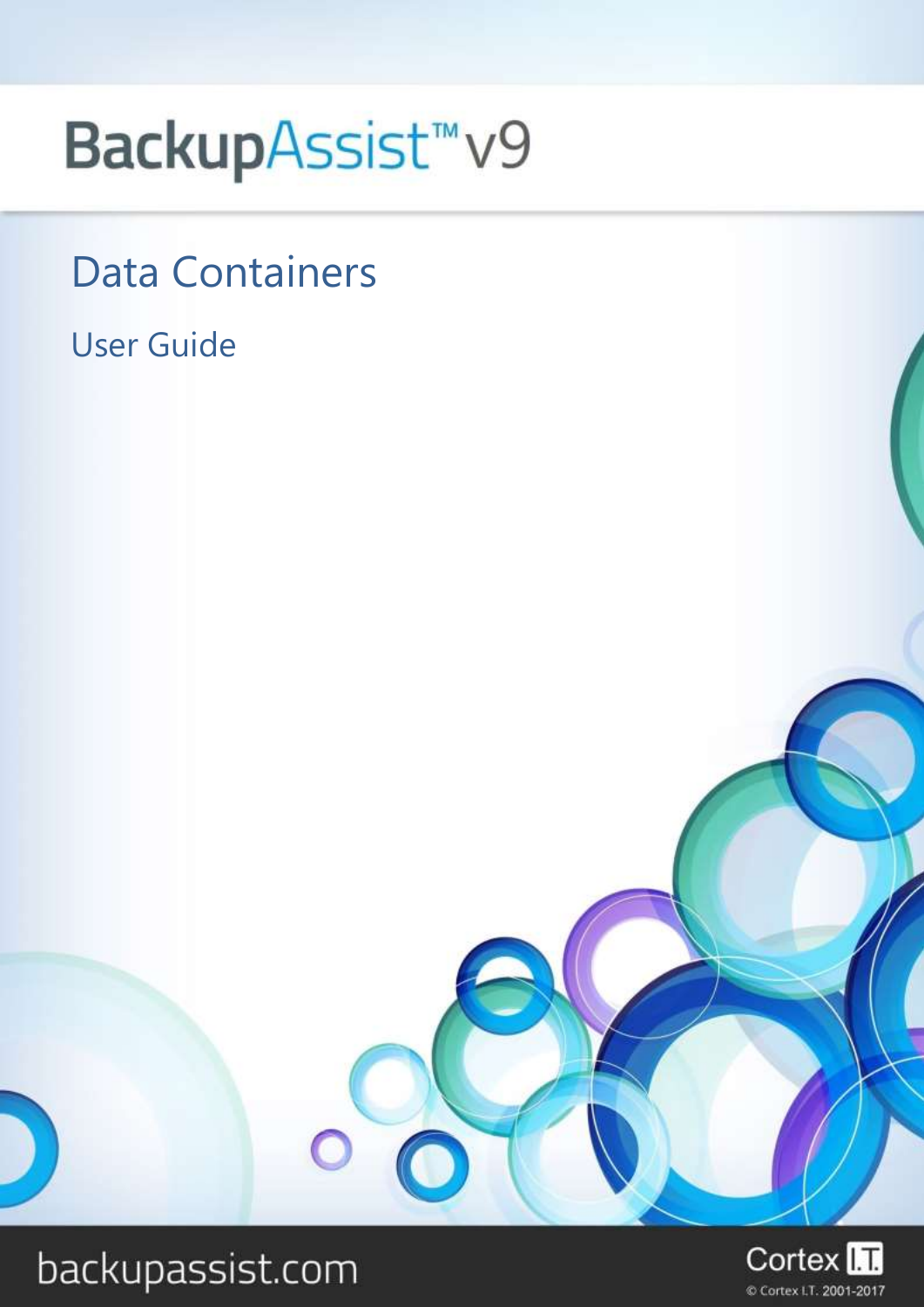# BackupAssist™ v9

## Data Containers

### User Guide

backupassist.com

Cortex I.T.

© Cortex I.T. 2001-2017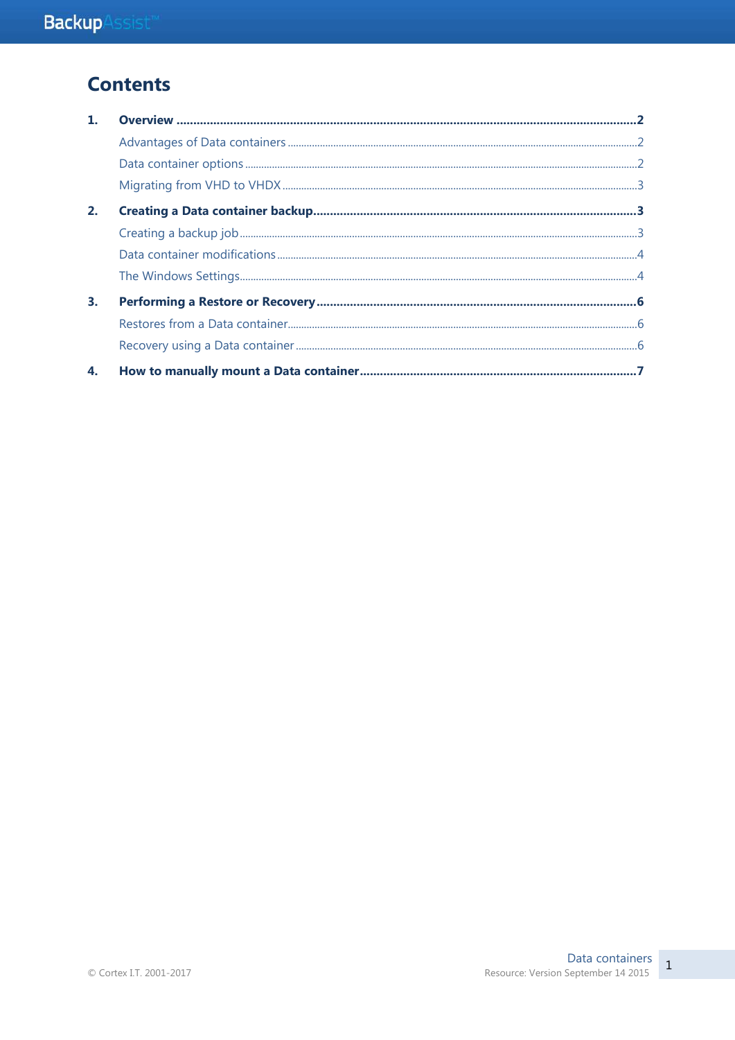# Contents

1. **Overview** ..... **2**
   - Advantages of Data containers ..... 2
   - Data container options ..... 2
   - Migrating from VHD to VHDX ..... 3
2. **Creating a Data container backup** ..... **3**
   - Creating a backup job ..... 3
   - Data container modifications ..... 4
   - The Windows Settings ..... 4
3. **Performing a Restore or Recovery** ..... **6**
   - Restores from a Data container ..... 6
   - Recovery using a Data container ..... 6
4. **How to manually mount a Data container** ..... **7**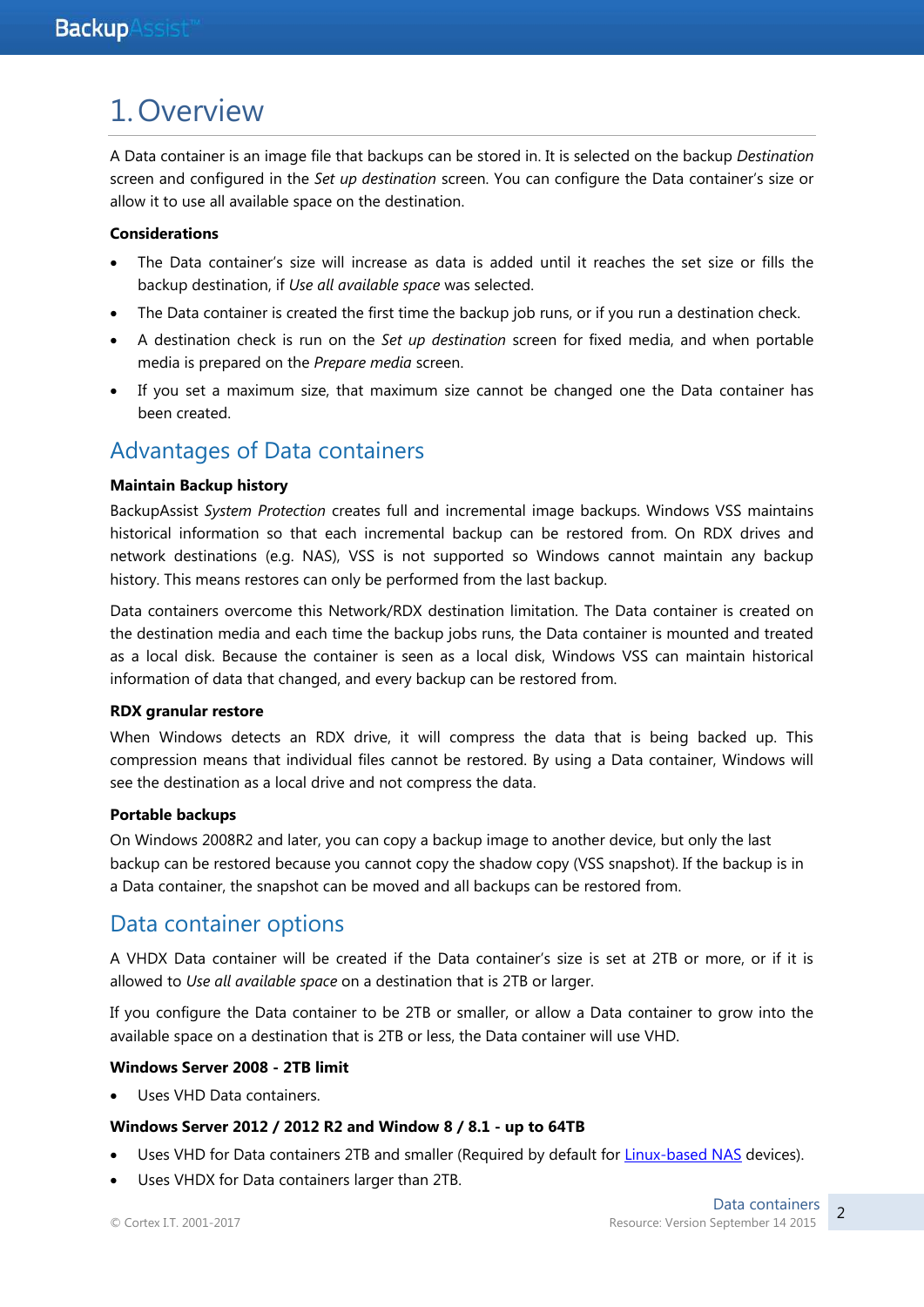# 1. Overview

A Data container is an image file that backups can be stored in. It is selected on the backup *Destination* screen and configured in the *Set up destination* screen. You can configure the Data container's size or allow it to use all available space on the destination.

**Considerations**

- The Data container's size will increase as data is added until it reaches the set size or fills the backup destination, if *Use all available space* was selected.
- The Data container is created the first time the backup job runs, or if you run a destination check.
- A destination check is run on the *Set up destination* screen for fixed media, and when portable media is prepared on the *Prepare media* screen.
- If you set a maximum size, that maximum size cannot be changed one the Data container has been created.

## Advantages of Data containers

**Maintain Backup history**

BackupAssist *System Protection* creates full and incremental image backups. Windows VSS maintains historical information so that each incremental backup can be restored from. On RDX drives and network destinations (e.g. NAS), VSS is not supported so Windows cannot maintain any backup history. This means restores can only be performed from the last backup.

Data containers overcome this Network/RDX destination limitation. The Data container is created on the destination media and each time the backup jobs runs, the Data container is mounted and treated as a local disk. Because the container is seen as a local disk, Windows VSS can maintain historical information of data that changed, and every backup can be restored from.

**RDX granular restore**

When Windows detects an RDX drive, it will compress the data that is being backed up. This compression means that individual files cannot be restored. By using a Data container, Windows will see the destination as a local drive and not compress the data.

**Portable backups**

On Windows 2008R2 and later, you can copy a backup image to another device, but only the last backup can be restored because you cannot copy the shadow copy (VSS snapshot). If the backup is in a Data container, the snapshot can be moved and all backups can be restored from.

## Data container options

A VHDX Data container will be created if the Data container's size is set at 2TB or more, or if it is allowed to *Use all available space* on a destination that is 2TB or larger.

If you configure the Data container to be 2TB or smaller, or allow a Data container to grow into the available space on a destination that is 2TB or less, the Data container will use VHD.

**Windows Server 2008 - 2TB limit**

- Uses VHD Data containers.

**Windows Server 2012 / 2012 R2 and Window 8 / 8.1 - up to 64TB**

- Uses VHD for Data containers 2TB and smaller (Required by default for Linux-based NAS devices).
- Uses VHDX for Data containers larger than 2TB.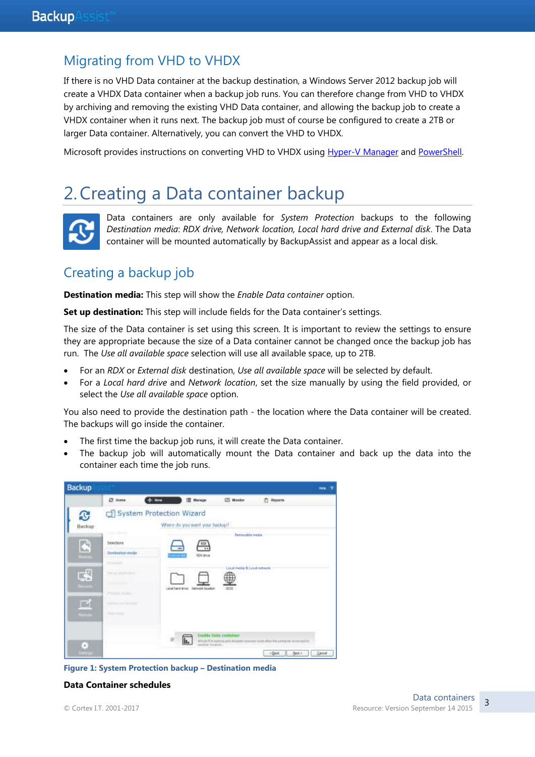## Migrating from VHD to VHDX

If there is no VHD Data container at the backup destination, a Windows Server 2012 backup job will create a VHDX Data container when a backup job runs. You can therefore change from VHD to VHDX by archiving and removing the existing VHD Data container, and allowing the backup job to create a VHDX container when it runs next. The backup job must of course be configured to create a 2TB or larger Data container. Alternatively, you can convert the VHD to VHDX.

Microsoft provides instructions on converting VHD to VHDX using Hyper-V Manager and PowerShell.

# 2. Creating a Data container backup

Data containers are only available for *System Protection* backups to the following *Destination media*: *RDX drive, Network location, Local hard drive and External disk*. The Data container will be mounted automatically by BackupAssist and appear as a local disk.

## Creating a backup job

**Destination media:** This step will show the *Enable Data container* option.

**Set up destination:** This step will include fields for the Data container's settings.

The size of the Data container is set using this screen. It is important to review the settings to ensure they are appropriate because the size of a Data container cannot be changed once the backup job has run. The *Use all available space* selection will use all available space, up to 2TB.

- For an *RDX* or *External disk* destination, *Use all available space* will be selected by default.
- For a *Local hard drive* and *Network location*, set the size manually by using the field provided, or select the *Use all available space* option.

You also need to provide the destination path - the location where the Data container will be created. The backups will go inside the container.

- The first time the backup job runs, it will create the Data container.
- The backup job will automatically mount the Data container and back up the data into the container each time the job runs.

**Figure 1: System Protection backup – Destination media**

**Data Container schedules**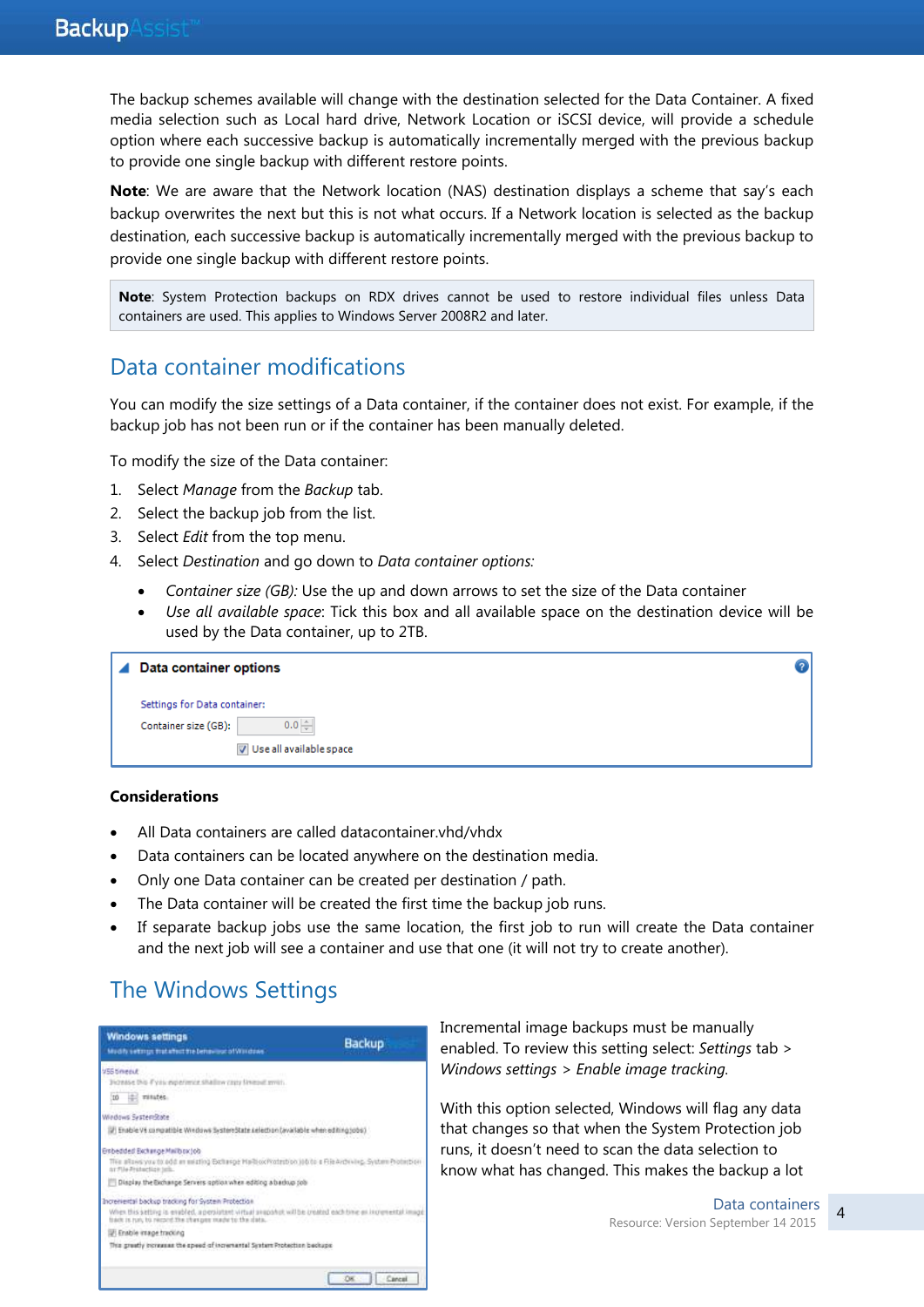The backup schemes available will change with the destination selected for the Data Container. A fixed media selection such as Local hard drive, Network Location or iSCSI device, will provide a schedule option where each successive backup is automatically incrementally merged with the previous backup to provide one single backup with different restore points.

**Note**: We are aware that the Network location (NAS) destination displays a scheme that say's each backup overwrites the next but this is not what occurs. If a Network location is selected as the backup destination, each successive backup is automatically incrementally merged with the previous backup to provide one single backup with different restore points.

> **Note**: System Protection backups on RDX drives cannot be used to restore individual files unless Data containers are used. This applies to Windows Server 2008R2 and later.

## Data container modifications

You can modify the size settings of a Data container, if the container does not exist. For example, if the backup job has not been run or if the container has been manually deleted.

To modify the size of the Data container:

1. Select *Manage* from the *Backup* tab.
2. Select the backup job from the list.
3. Select *Edit* from the top menu.
4. Select *Destination* and go down to *Data container options:*

- *Container size (GB):* Use the up and down arrows to set the size of the Data container
- *Use all available space*: Tick this box and all available space on the destination device will be used by the Data container, up to 2TB.

**Data container options**

Settings for Data container:

Container size (GB): 0.0

☑ Use all available space

**Considerations**

- All Data containers are called datacontainer.vhd/vhdx
- Data containers can be located anywhere on the destination media.
- Only one Data container can be created per destination / path.
- The Data container will be created the first time the backup job runs.
- If separate backup jobs use the same location, the first job to run will create the Data container and the next job will see a container and use that one (it will not try to create another).

## The Windows Settings

Incremental image backups must be manually enabled. To review this setting select: *Settings* tab > *Windows settings* > *Enable image tracking.*

With this option selected, Windows will flag any data that changes so that when the System Protection job runs, it doesn't need to scan the data selection to know what has changed. This makes the backup a lot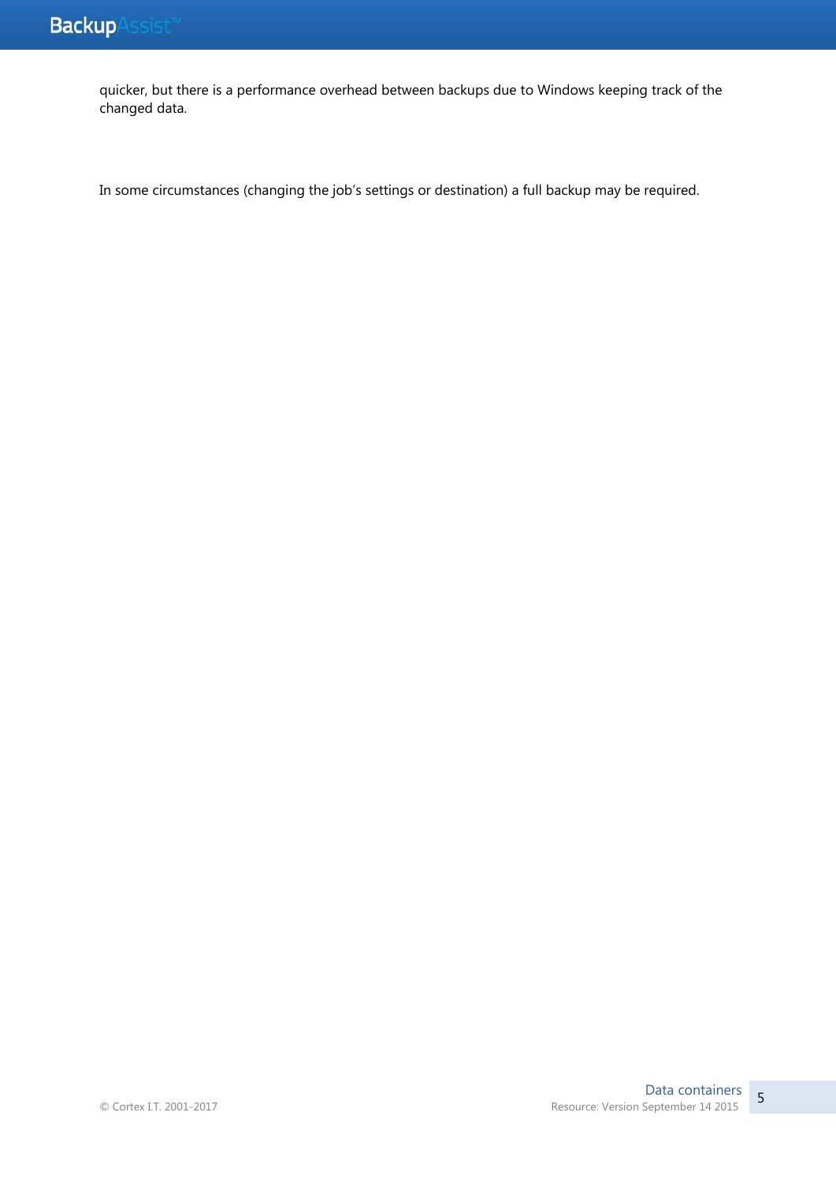quicker, but there is a performance overhead between backups due to Windows keeping track of the changed data.

In some circumstances (changing the job's settings or destination) a full backup may be required.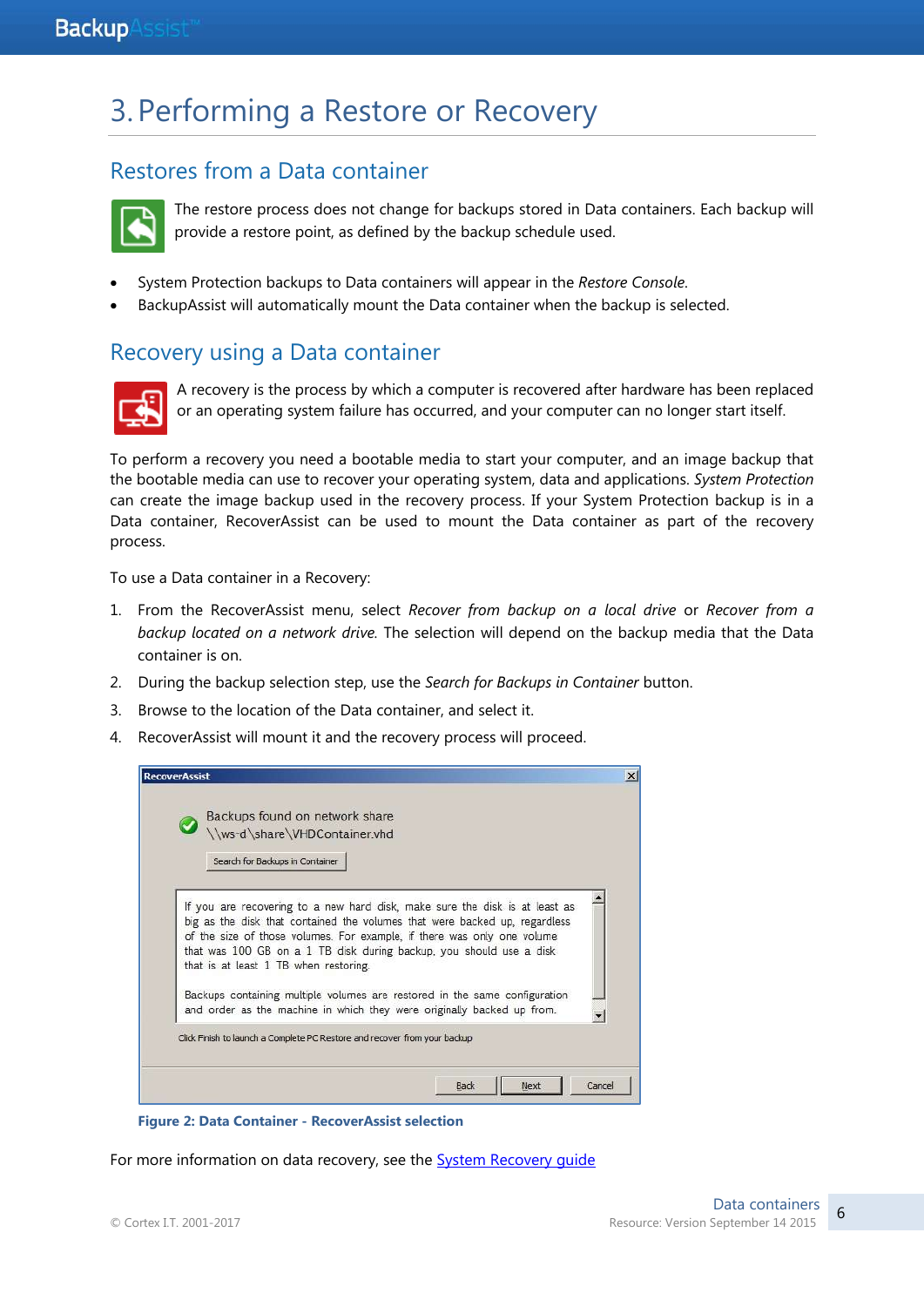# 3. Performing a Restore or Recovery

## Restores from a Data container

The restore process does not change for backups stored in Data containers. Each backup will provide a restore point, as defined by the backup schedule used.

- System Protection backups to Data containers will appear in the *Restore Console*.
- BackupAssist will automatically mount the Data container when the backup is selected.

## Recovery using a Data container

A recovery is the process by which a computer is recovered after hardware has been replaced or an operating system failure has occurred, and your computer can no longer start itself.

To perform a recovery you need a bootable media to start your computer, and an image backup that the bootable media can use to recover your operating system, data and applications. *System Protection* can create the image backup used in the recovery process. If your System Protection backup is in a Data container, RecoverAssist can be used to mount the Data container as part of the recovery process.

To use a Data container in a Recovery:

1. From the RecoverAssist menu, select *Recover from backup on a local drive* or *Recover from a backup located on a network drive.* The selection will depend on the backup media that the Data container is on.
2. During the backup selection step, use the *Search for Backups in Container* button.
3. Browse to the location of the Data container, and select it.
4. RecoverAssist will mount it and the recovery process will proceed.

**Figure 2: Data Container - RecoverAssist selection**

For more information on data recovery, see the System Recovery guide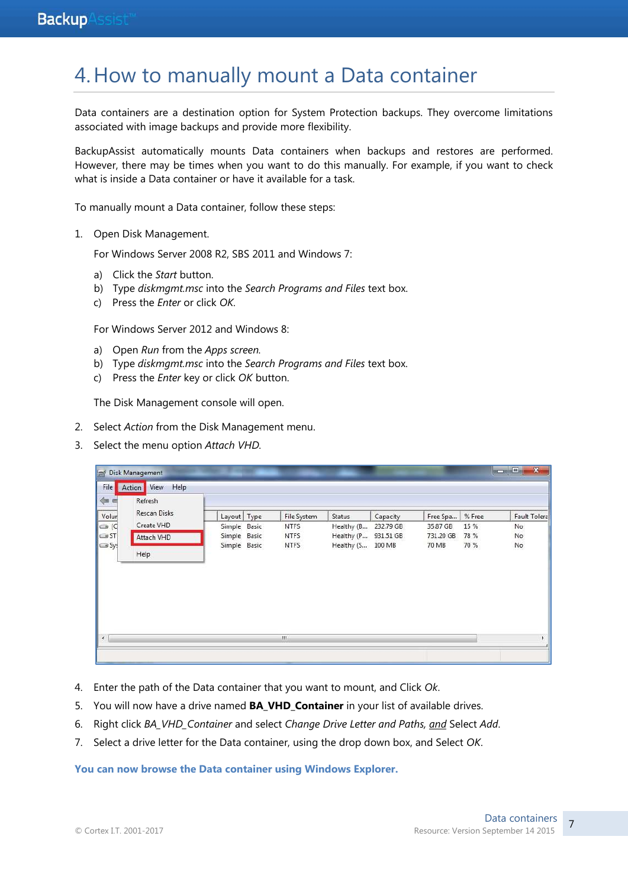# 4. How to manually mount a Data container

Data containers are a destination option for System Protection backups. They overcome limitations associated with image backups and provide more flexibility.

BackupAssist automatically mounts Data containers when backups and restores are performed. However, there may be times when you want to do this manually. For example, if you want to check what is inside a Data container or have it available for a task.

To manually mount a Data container, follow these steps:

1. Open Disk Management.

   For Windows Server 2008 R2, SBS 2011 and Windows 7:

   a) Click the *Start* button.
   b) Type *diskmgmt.msc* into the *Search Programs and Files* text box.
   c) Press the *Enter* or click *OK*.

   For Windows Server 2012 and Windows 8:

   a) Open *Run* from the *Apps screen.*
   b) Type *diskmgmt.msc* into the *Search Programs and Files* text box.
   c) Press the *Enter* key or click *OK* button.

   The Disk Management console will open.

2. Select *Action* from the Disk Management menu.
3. Select the menu option *Attach VHD.*
4. Enter the path of the Data container that you want to mount, and Click *Ok*.
5. You will now have a drive named **BA_VHD_Container** in your list of available drives.
6. Right click *BA_VHD_Container* and select *Change Drive Letter and Paths, and* Select *Add*.
7. Select a drive letter for the Data container, using the drop down box, and Select *OK*.

**You can now browse the Data container using Windows Explorer.**

© Cortex I.T. 2001-2017

Data containers
Resource: Version September 14 2015